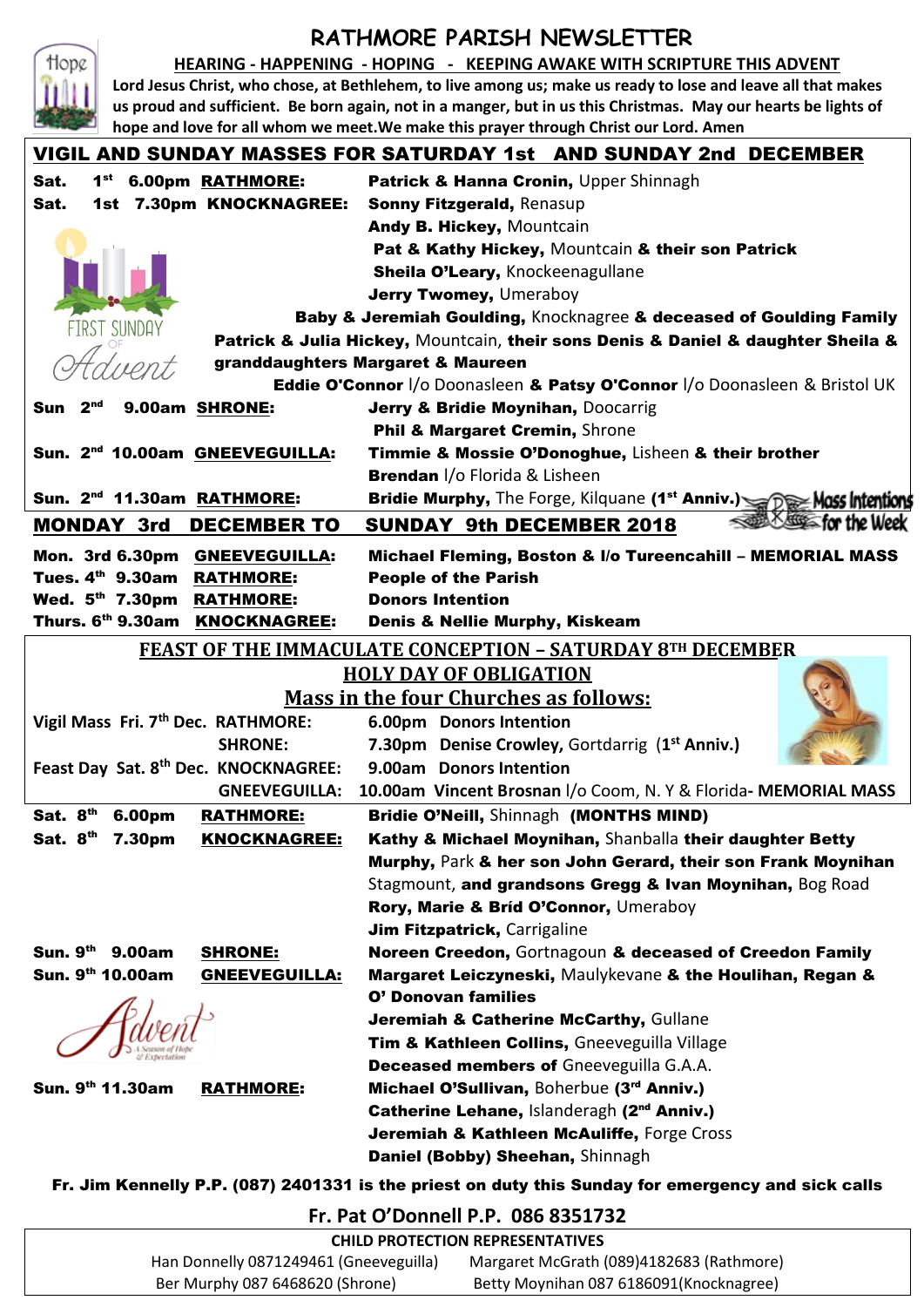# RATHMORE PARISH NEWSLETTER

**HEARING - HAPPENING - HOPING - KEEPING AWAKE WITH SCRIPTURE THIS ADVENT**

**Lord Jesus Christ, who chose, at Bethlehem, to live among us; make us ready to lose and leave all that makes us proud and sufficient. Be born again, not in a manger, but in us this Christmas. May our hearts be lights of hope and love for all whom we meet.We make this prayer through Christ our Lord. Amen**

## VIGIL AND SUNDAY MASSES FOR SATURDAY 1st AND SUNDAY 2nd DECEMBER

| | |
|---|---|
| **Sat. 1st 6.00pm RATHMORE:** | **Patrick & Hanna Cronin,** Upper Shinnagh |
| **Sat. 1st 7.30pm KNOCKNAGREE:** | **Sonny Fitzgerald,** Renasup |
| | **Andy B. Hickey,** Mountcain |
| | **Pat & Kathy Hickey,** Mountcain **& their son Patrick** |
| | **Sheila O'Leary,** Knockeenagullane |
| | **Jerry Twomey,** Umeraboy |
| | **Baby & Jeremiah Goulding,** Knocknagree **& deceased of Goulding Family** |
| | **Patrick & Julia Hickey,** Mountcain, **their sons Denis & Daniel & daughter Sheila & granddaughters Margaret & Maureen** |
| | **Eddie O'Connor** l/o Doonasleen **& Patsy O'Connor** l/o Doonasleen & Bristol UK |
| **Sun 2nd 9.00am SHRONE:** | **Jerry & Bridie Moynihan,** Doocarrig |
| | **Phil & Margaret Cremin,** Shrone |
| **Sun. 2nd 10.00am GNEEVEGUILLA:** | **Timmie & Mossie O'Donoghue,** Lisheen **& their brother Brendan** l/o Florida & Lisheen |
| **Sun. 2nd 11.30am RATHMORE:** | **Bridie Murphy,** The Forge, Kilquane **(1st Anniv.)** |

FIRST SUNDAY OF Advent

Mass Intentions for the Week

## MONDAY 3rd DECEMBER TO SUNDAY 9th DECEMBER 2018

| | |
|---|---|
| **Mon. 3rd 6.30pm GNEEVEGUILLA:** | **Michael Fleming, Boston & l/o Tureencahill – MEMORIAL MASS** |
| **Tues. 4th 9.30am RATHMORE:** | **People of the Parish** |
| **Wed. 5th 7.30pm RATHMORE:** | **Donors Intention** |
| **Thurs. 6th 9.30am KNOCKNAGREE:** | **Denis & Nellie Murphy, Kiskeam** |

## FEAST OF THE IMMACULATE CONCEPTION – SATURDAY 8TH DECEMBER
## HOLY DAY OF OBLIGATION
## Mass in the four Churches as follows:

| | |
|---|---|
| **Vigil Mass Fri. 7th Dec. RATHMORE:** | **6.00pm Donors Intention** |
| **SHRONE:** | **7.30pm Denise Crowley,** Gortdarrig **(1st Anniv.)** |
| **Feast Day Sat. 8th Dec. KNOCKNAGREE:** | **9.00am Donors Intention** |
| **GNEEVEGUILLA:** | **10.00am Vincent Brosnan** l/o Coom, N. Y & Florida- **MEMORIAL MASS** |

| | |
|---|---|
| **Sat. 8th 6.00pm RATHMORE:** | **Bridie O'Neill,** Shinnagh **(MONTHS MIND)** |
| **Sat. 8th 7.30pm KNOCKNAGREE:** | **Kathy & Michael Moynihan,** Shanballa **their daughter Betty Murphy,** Park **& her son John Gerard, their son Frank Moynihan** Stagmount, **and grandsons Gregg & Ivan Moynihan,** Bog Road |
| | **Rory, Marie & Bríd O'Connor,** Umeraboy |
| | **Jim Fitzpatrick,** Carrigaline |
| **Sun. 9th 9.00am SHRONE:** | **Noreen Creedon,** Gortnagoun **& deceased of Creedon Family** |
| **Sun. 9th 10.00am GNEEVEGUILLA:** | **Margaret Leiczyneski,** Maulykevane **& the Houlihan, Regan & O' Donovan families** |
| | **Jeremiah & Catherine McCarthy,** Gullane |
| | **Tim & Kathleen Collins,** Gneeveguilla Village |
| | **Deceased members of** Gneeveguilla G.A.A. |
| **Sun. 9th 11.30am RATHMORE:** | **Michael O'Sullivan,** Boherbue **(3rd Anniv.)** |
| | **Catherine Lehane,** Islanderagh **(2nd Anniv.)** |
| | **Jeremiah & Kathleen McAuliffe,** Forge Cross |
| | **Daniel (Bobby) Sheehan,** Shinnagh |

Advent — A Season of Hope & Expectation

**Fr. Jim Kennelly P.P. (087) 2401331 is the priest on duty this Sunday for emergency and sick calls**

**Fr. Pat O'Donnell P.P. 086 8351732**

**CHILD PROTECTION REPRESENTATIVES**

| | |
|---|---|
| Han Donnelly 0871249461 (Gneeveguilla) | Margaret McGrath (089)4182683 (Rathmore) |
| Ber Murphy 087 6468620 (Shrone) | Betty Moynihan 087 6186091(Knocknagree) |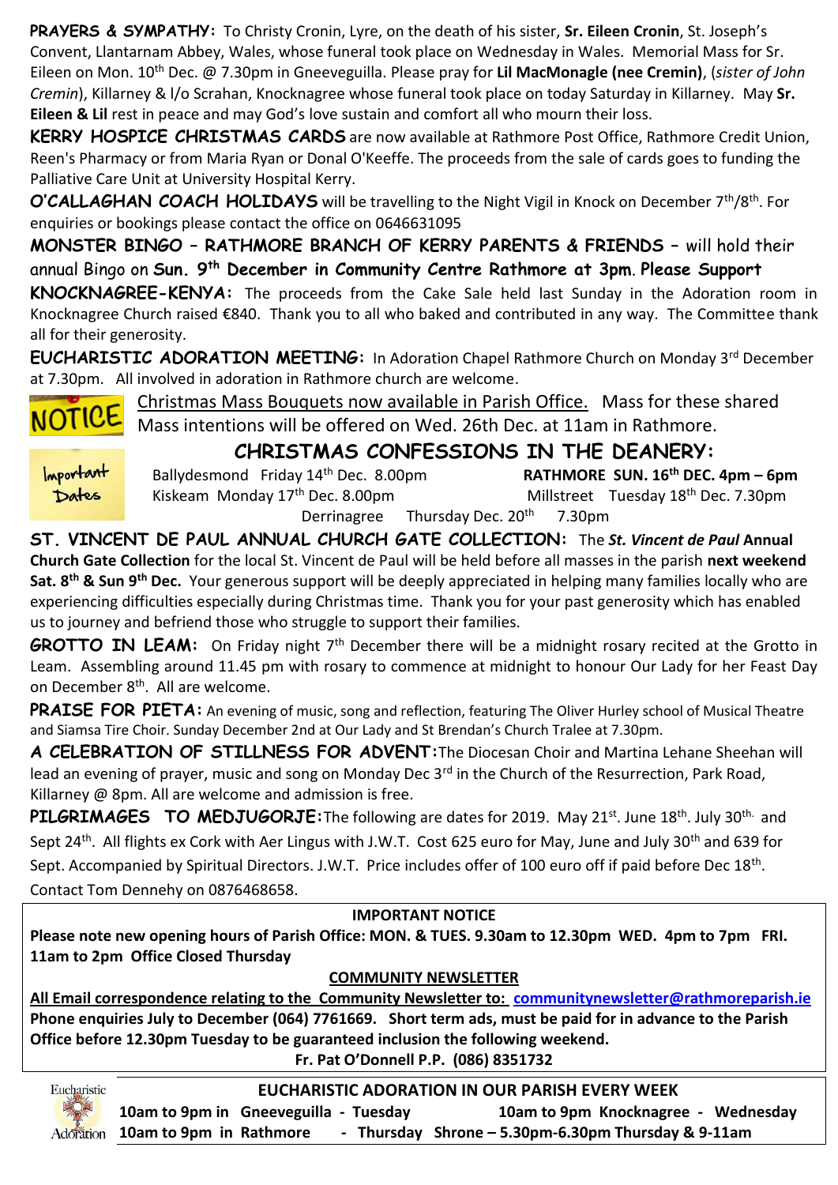**PRAYERS & SYMPATHY:** To Christy Cronin, Lyre, on the death of his sister, **Sr. Eileen Cronin**, St. Joseph's Convent, Llantarnam Abbey, Wales, whose funeral took place on Wednesday in Wales. Memorial Mass for Sr. Eileen on Mon. 10th Dec. @ 7.30pm in Gneeveguilla. Please pray for **Lil MacMonagle (nee Cremin)**, (*sister of John Cremin*), Killarney & l/o Scrahan, Knocknagree whose funeral took place on today Saturday in Killarney. May **Sr. Eileen & Lil** rest in peace and may God's love sustain and comfort all who mourn their loss.

**KERRY HOSPICE CHRISTMAS CARDS** are now available at Rathmore Post Office, Rathmore Credit Union, Reen's Pharmacy or from Maria Ryan or Donal O'Keeffe. The proceeds from the sale of cards goes to funding the Palliative Care Unit at University Hospital Kerry.

**O'CALLAGHAN COACH HOLIDAYS** will be travelling to the Night Vigil in Knock on December 7th/8th. For enquiries or bookings please contact the office on 0646631095

**MONSTER BINGO – RATHMORE BRANCH OF KERRY PARENTS & FRIENDS** – will hold their annual Bingo on **Sun. 9th December in Community Centre Rathmore at 3pm**. **Please Support**

**KNOCKNAGREE-KENYA:** The proceeds from the Cake Sale held last Sunday in the Adoration room in Knocknagree Church raised €840. Thank you to all who baked and contributed in any way. The Committee thank all for their generosity.

**EUCHARISTIC ADORATION MEETING:** In Adoration Chapel Rathmore Church on Monday 3rd December at 7.30pm. All involved in adoration in Rathmore church are welcome.

NOTICE

Christmas Mass Bouquets now available in Parish Office. Mass for these shared Mass intentions will be offered on Wed. 26th Dec. at 11am in Rathmore.

Important Dates

## CHRISTMAS CONFESSIONS IN THE DEANERY:

Ballydesmond Friday 14th Dec. 8.00pm
**RATHMORE SUN. 16th DEC. 4pm – 6pm**
Kiskeam Monday 17th Dec. 8.00pm
Millstreet Tuesday 18th Dec. 7.30pm
Derrinagree Thursday Dec. 20th 7.30pm

**ST. VINCENT DE PAUL ANNUAL CHURCH GATE COLLECTION:** The ***St. Vincent de Paul*** **Annual Church Gate Collection** for the local St. Vincent de Paul will be held before all masses in the parish **next weekend Sat. 8th & Sun 9th Dec.** Your generous support will be deeply appreciated in helping many families locally who are experiencing difficulties especially during Christmas time. Thank you for your past generosity which has enabled us to journey and befriend those who struggle to support their families.

**GROTTO IN LEAM:** On Friday night 7th December there will be a midnight rosary recited at the Grotto in Leam. Assembling around 11.45 pm with rosary to commence at midnight to honour Our Lady for her Feast Day on December 8th. All are welcome.

**PRAISE FOR PIETA:** An evening of music, song and reflection, featuring The Oliver Hurley school of Musical Theatre and Siamsa Tire Choir. Sunday December 2nd at Our Lady and St Brendan's Church Tralee at 7.30pm.

**A CELEBRATION OF STILLNESS FOR ADVENT:** The Diocesan Choir and Martina Lehane Sheehan will lead an evening of prayer, music and song on Monday Dec 3rd in the Church of the Resurrection, Park Road, Killarney @ 8pm. All are welcome and admission is free.

**PILGRIMAGES TO MEDJUGORJE:** The following are dates for 2019. May 21st. June 18th. July 30th. and Sept 24th. All flights ex Cork with Aer Lingus with J.W.T. Cost 625 euro for May, June and July 30th and 639 for Sept. Accompanied by Spiritual Directors. J.W.T. Price includes offer of 100 euro off if paid before Dec 18th. Contact Tom Dennehy on 0876468658.

**IMPORTANT NOTICE**

**Please note new opening hours of Parish Office: MON. & TUES. 9.30am to 12.30pm WED. 4pm to 7pm FRI. 11am to 2pm Office Closed Thursday**

**COMMUNITY NEWSLETTER**

**All Email correspondence relating to the Community Newsletter to: communitynewsletter@rathmoreparish.ie**
**Phone enquiries July to December (064) 7761669. Short term ads, must be paid for in advance to the Parish Office before 12.30pm Tuesday to be guaranteed inclusion the following weekend.**

**Fr. Pat O'Donnell P.P. (086) 8351732**

Eucharistic Adoration

**EUCHARISTIC ADORATION IN OUR PARISH EVERY WEEK**

**10am to 9pm in Gneeveguilla - Tuesday**
**10am to 9pm Knocknagree - Wednesday**
**10am to 9pm in Rathmore - Thursday**
**Shrone – 5.30pm-6.30pm Thursday & 9-11am**